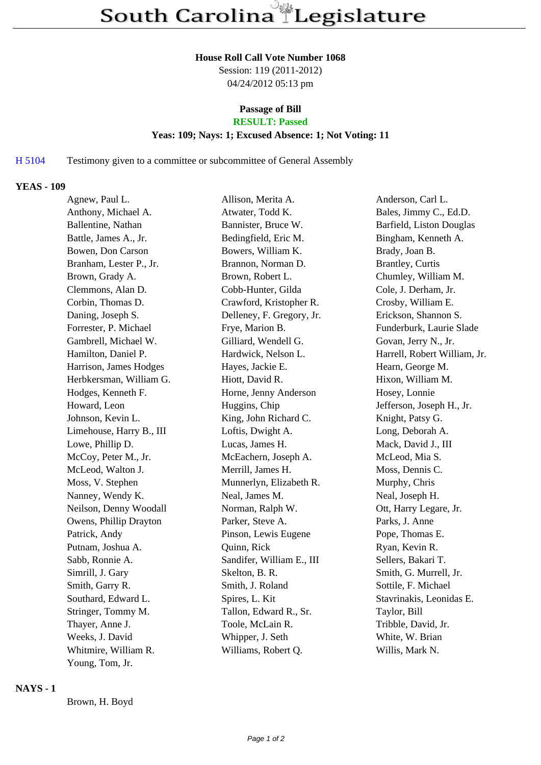# South Carolina Legislature

**House Roll Call Vote Number 1068**
Session: 119 (2011-2012)
04/24/2012 05:13 pm

**Passage of Bill**
**RESULT: Passed**
**Yeas: 109; Nays: 1; Excused Absence: 1; Not Voting: 11**

H 5104 Testimony given to a committee or subcommittee of General Assembly

## YEAS - 109

| | | |
|---|---|---|
| Agnew, Paul L. | Allison, Merita A. | Anderson, Carl L. |
| Anthony, Michael A. | Atwater, Todd K. | Bales, Jimmy C., Ed.D. |
| Ballentine, Nathan | Bannister, Bruce W. | Barfield, Liston Douglas |
| Battle, James A., Jr. | Bedingfield, Eric M. | Bingham, Kenneth A. |
| Bowen, Don Carson | Bowers, William K. | Brady, Joan B. |
| Branham, Lester P., Jr. | Brannon, Norman D. | Brantley, Curtis |
| Brown, Grady A. | Brown, Robert L. | Chumley, William M. |
| Clemmons, Alan D. | Cobb-Hunter, Gilda | Cole, J. Derham, Jr. |
| Corbin, Thomas D. | Crawford, Kristopher R. | Crosby, William E. |
| Daning, Joseph S. | Delleney, F. Gregory, Jr. | Erickson, Shannon S. |
| Forrester, P. Michael | Frye, Marion B. | Funderburk, Laurie Slade |
| Gambrell, Michael W. | Gilliard, Wendell G. | Govan, Jerry N., Jr. |
| Hamilton, Daniel P. | Hardwick, Nelson L. | Harrell, Robert William, Jr. |
| Harrison, James Hodges | Hayes, Jackie E. | Hearn, George M. |
| Herbkersman, William G. | Hiott, David R. | Hixon, William M. |
| Hodges, Kenneth F. | Horne, Jenny Anderson | Hosey, Lonnie |
| Howard, Leon | Huggins, Chip | Jefferson, Joseph H., Jr. |
| Johnson, Kevin L. | King, John Richard C. | Knight, Patsy G. |
| Limehouse, Harry B., III | Loftis, Dwight A. | Long, Deborah A. |
| Lowe, Phillip D. | Lucas, James H. | Mack, David J., III |
| McCoy, Peter M., Jr. | McEachern, Joseph A. | McLeod, Mia S. |
| McLeod, Walton J. | Merrill, James H. | Moss, Dennis C. |
| Moss, V. Stephen | Munnerlyn, Elizabeth R. | Murphy, Chris |
| Nanney, Wendy K. | Neal, James M. | Neal, Joseph H. |
| Neilson, Denny Woodall | Norman, Ralph W. | Ott, Harry Legare, Jr. |
| Owens, Phillip Drayton | Parker, Steve A. | Parks, J. Anne |
| Patrick, Andy | Pinson, Lewis Eugene | Pope, Thomas E. |
| Putnam, Joshua A. | Quinn, Rick | Ryan, Kevin R. |
| Sabb, Ronnie A. | Sandifer, William E., III | Sellers, Bakari T. |
| Simrill, J. Gary | Skelton, B. R. | Smith, G. Murrell, Jr. |
| Smith, Garry R. | Smith, J. Roland | Sottile, F. Michael |
| Southard, Edward L. | Spires, L. Kit | Stavrinakis, Leonidas E. |
| Stringer, Tommy M. | Tallon, Edward R., Sr. | Taylor, Bill |
| Thayer, Anne J. | Toole, McLain R. | Tribble, David, Jr. |
| Weeks, J. David | Whipper, J. Seth | White, W. Brian |
| Whitmire, William R. | Williams, Robert Q. | Willis, Mark N. |
| Young, Tom, Jr. | | |

## NAYS - 1

Brown, H. Boyd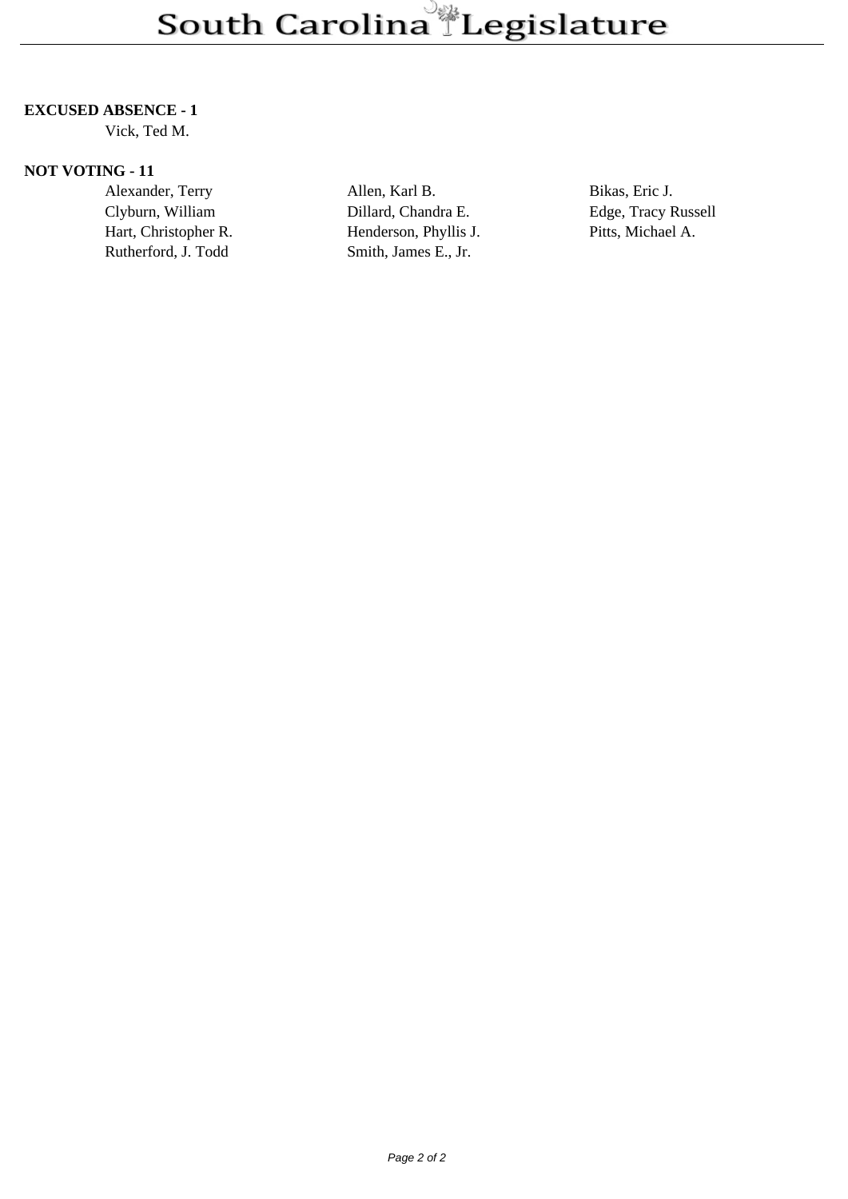**EXCUSED ABSENCE - 1**

Vick, Ted M.

**NOT VOTING - 11**

| | | |
|---|---|---|
| Alexander, Terry | Allen, Karl B. | Bikas, Eric J. |
| Clyburn, William | Dillard, Chandra E. | Edge, Tracy Russell |
| Hart, Christopher R. | Henderson, Phyllis J. | Pitts, Michael A. |
| Rutherford, J. Todd | Smith, James E., Jr. | |